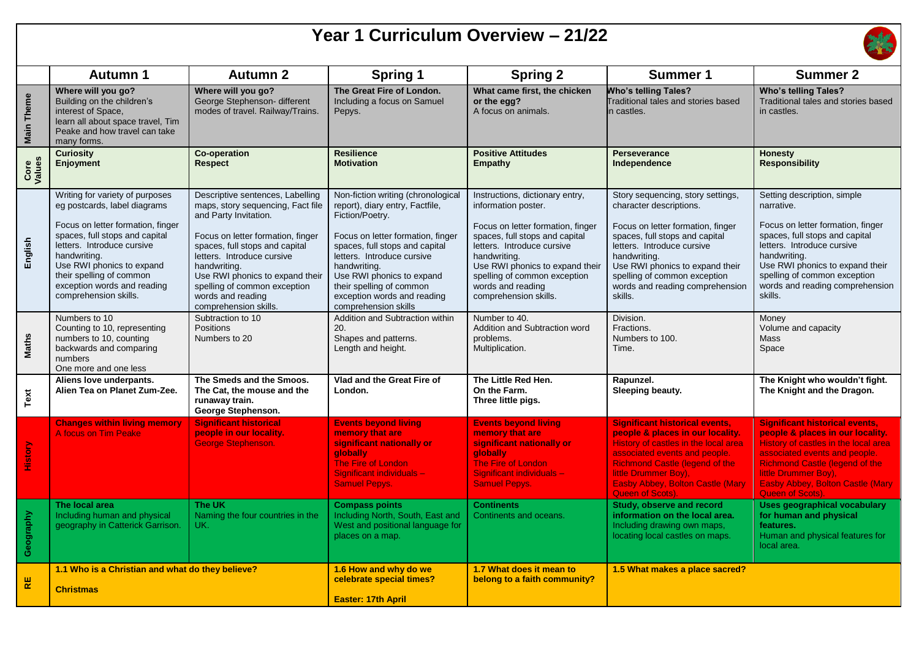# Year 1 Curriculum Overview – 21/22

| | Autumn 1 | Autumn 2 | Spring 1 | Spring 2 | Summer 1 | Summer 2 |
|---|---|---|---|---|---|---|
| **Main Theme** | **Where will you go?** Building on the children's interest of Space, learn all about space travel, Tim Peake and how travel can take many forms. | **Where will you go?** George Stephenson- different modes of travel. Railway/Trains. | **The Great Fire of London.** Including a focus on Samuel Pepys. | **What came first, the chicken or the egg?** A focus on animals. | **Who's telling Tales?** Traditional tales and stories based in castles. | **Who's telling Tales?** Traditional tales and stories based in castles. |
| **Core Values** | **Curiosity** **Enjoyment** | **Co-operation** **Respect** | **Resilience** **Motivation** | **Positive Attitudes** **Empathy** | **Perseverance** **Independence** | **Honesty** **Responsibility** |
| **English** | Writing for variety of purposes eg postcards, label diagrams<br><br>Focus on letter formation, finger spaces, full stops and capital letters. Introduce cursive handwriting.<br>Use RWI phonics to expand their spelling of common exception words and reading comprehension skills. | Descriptive sentences, Labelling maps, story sequencing, Fact file and Party Invitation.<br><br>Focus on letter formation, finger spaces, full stops and capital letters. Introduce cursive handwriting.<br>Use RWI phonics to expand their spelling of common exception words and reading comprehension skills. | Non-fiction writing (chronological report), diary entry, Factfile, Fiction/Poetry.<br><br>Focus on letter formation, finger spaces, full stops and capital letters. Introduce cursive handwriting.<br>Use RWI phonics to expand their spelling of common exception words and reading comprehension skills | Instructions, dictionary entry, information poster.<br><br>Focus on letter formation, finger spaces, full stops and capital letters. Introduce cursive handwriting.<br>Use RWI phonics to expand their spelling of common exception words and reading comprehension skills. | Story sequencing, story settings, character descriptions.<br><br>Focus on letter formation, finger spaces, full stops and capital letters. Introduce cursive handwriting.<br>Use RWI phonics to expand their spelling of common exception words and reading comprehension skills. | Setting description, simple narrative.<br><br>Focus on letter formation, finger spaces, full stops and capital letters. Introduce cursive handwriting.<br>Use RWI phonics to expand their spelling of common exception words and reading comprehension skills. |
| **Maths** | Numbers to 10<br>Counting to 10, representing numbers to 10, counting backwards and comparing numbers<br>One more and one less | Subtraction to 10<br>Positions<br>Numbers to 20 | Addition and Subtraction within 20.<br>Shapes and patterns.<br>Length and height. | Number to 40.<br>Addition and Subtraction word problems.<br>Multiplication. | Division.<br>Fractions.<br>Numbers to 100.<br>Time. | Money<br>Volume and capacity<br>Mass<br>Space |
| **Text** | **Aliens love underpants.**<br>**Alien Tea on Planet Zum-Zee.** | **The Smeds and the Smoos.**<br>**The Cat, the mouse and the runaway train.**<br>**George Stephenson.** | **Vlad and the Great Fire of London.** | **The Little Red Hen.**<br>**On the Farm.**<br>**Three little pigs.** | **Rapunzel.**<br>**Sleeping beauty.** | **The Knight who wouldn't fight.**<br>**The Knight and the Dragon.** |
| **History** | **Changes within living memory**<br>A focus on Tim Peake | **Significant historical people in our locality.**<br>George Stephenson. | **Events beyond living memory that are significant nationally or globally**<br>The Fire of London<br>Significant individuals – Samuel Pepys. | **Events beyond living memory that are significant nationally or globally**<br>The Fire of London<br>Significant individuals – Samuel Pepys. | **Significant historical events, people & places in our locality.**<br>History of castles in the local area associated events and people.<br>Richmond Castle (legend of the little Drummer Boy),<br>Easby Abbey, Bolton Castle (Mary Queen of Scots). | **Significant historical events, people & places in our locality.**<br>History of castles in the local area associated events and people.<br>Richmond Castle (legend of the little Drummer Boy),<br>Easby Abbey, Bolton Castle (Mary Queen of Scots). |
| **Geography** | **The local area**<br>Including human and physical geography in Catterick Garrison. | **The UK**<br>Naming the four countries in the UK. | **Compass points**<br>Including North, South, East and West and positional language for places on a map. | **Continents**<br>Continents and oceans. | **Study, observe and record information on the local area.**<br>Including drawing own maps, locating local castles on maps. | **Uses geographical vocabulary for human and physical features.**<br>Human and physical features for local area. |
| **RE** | **1.1 Who is a Christian and what do they believe?**<br><br>**Christmas** | | **1.6 How and why do we celebrate special times?**<br><br>**Easter: 17th April** | **1.7 What does it mean to belong to a faith community?** | **1.5 What makes a place sacred?** | |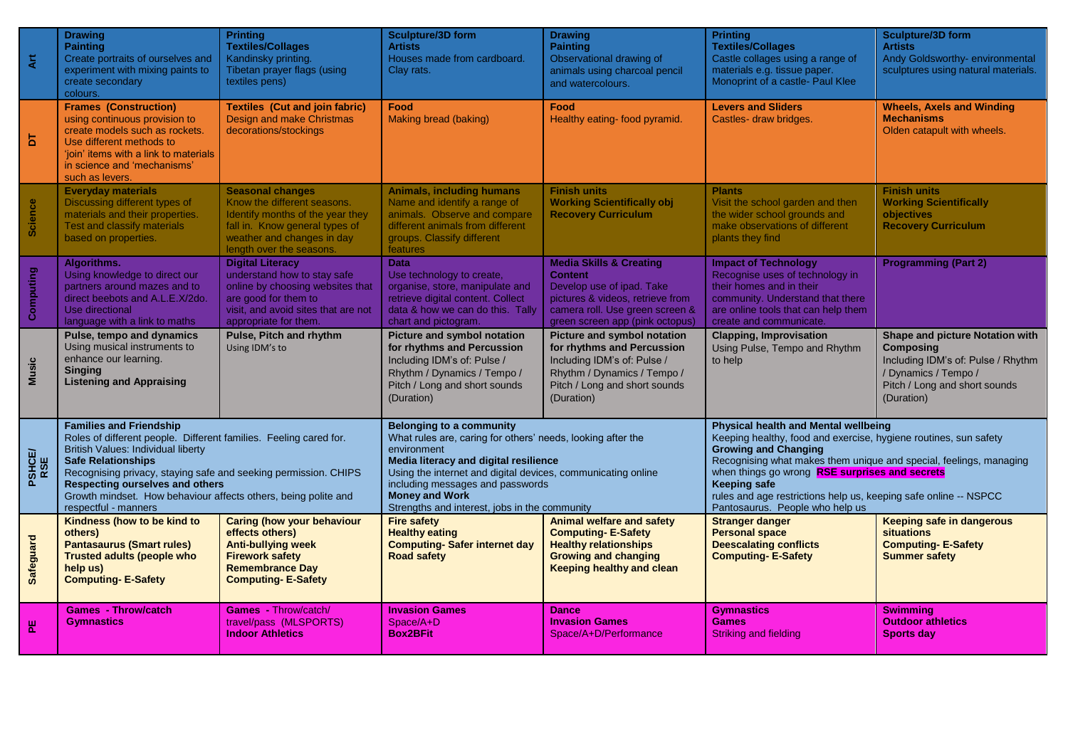| | | | | | | |
|---|---|---|---|---|---|---|
| Art | **Drawing** **Painting** Create portraits of ourselves and experiment with mixing paints to create secondary colours. | **Printing** **Textiles/Collages** Kandinsky printing. Tibetan prayer flags (using textiles pens) | **Sculpture/3D form** **Artists** Houses made from cardboard. Clay rats. | **Drawing** **Painting** Observational drawing of animals using charcoal pencil and watercolours. | **Printing** **Textiles/Collages** Castle collages using a range of materials e.g. tissue paper. Monoprint of a castle- Paul Klee | **Sculpture/3D form** **Artists** Andy Goldsworthy- environmental sculptures using natural materials. |
| DT | **Frames (Construction)** using continuous provision to create models such as rockets. Use different methods to 'join' items with a link to materials in science and 'mechanisms' such as levers. | **Textiles (Cut and join fabric)** Design and make Christmas decorations/stockings | **Food** Making bread (baking) | **Food** Healthy eating- food pyramid. | **Levers and Sliders** Castles- draw bridges. | **Wheels, Axels and Winding Mechanisms** Olden catapult with wheels. |
| Science | **Everyday materials** Discussing different types of materials and their properties. Test and classify materials based on properties. | **Seasonal changes** Know the different seasons. Identify months of the year they fall in. Know general types of weather and changes in day length over the seasons. | **Animals, including humans** Name and identify a range of animals. Observe and compare different animals from different groups. Classify different features | **Finish units** **Working Scientifically obj** **Recovery Curriculum** | **Plants** Visit the school garden and then the wider school grounds and make observations of different plants they find | **Finish units** **Working Scientifically objectives** **Recovery Curriculum** |
| Computing | **Algorithms.** Using knowledge to direct our partners around mazes and to direct beebots and A.L.E.X/2do. Use directional language with a link to maths | **Digital Literacy** understand how to stay safe online by choosing websites that are good for them to visit, and avoid sites that are not appropriate for them. | **Data** Use technology to create, organise, store, manipulate and retrieve digital content. Collect data & how we can do this. Tally chart and pictogram. | **Media Skills & Creating Content** Develop use of ipad. Take pictures & videos, retrieve from camera roll. Use green screen & green screen app (pink octopus) | **Impact of Technology** Recognise uses of technology in their homes and in their community. Understand that there are online tools that can help them create and communicate. | **Programming (Part 2)** |
| Music | **Pulse, tempo and dynamics** Using musical instruments to enhance our learning. **Singing** **Listening and Appraising** | **Pulse, Pitch and rhythm** Using IDM's to | **Picture and symbol notation for rhythms and Percussion** Including IDM's of: Pulse / Rhythm / Dynamics / Tempo / Pitch / Long and short sounds (Duration) | **Picture and symbol notation for rhythms and Percussion** Including IDM's of: Pulse / Rhythm / Dynamics / Tempo / Pitch / Long and short sounds (Duration) | **Clapping, Improvisation** Using Pulse, Tempo and Rhythm to help | **Shape and picture Notation with Composing** Including IDM's of: Pulse / Rhythm / Dynamics / Tempo / Pitch / Long and short sounds (Duration) |
| PSHCE/ RSE | **Families and Friendship** Roles of different people. Different families. Feeling cared for. British Values: Individual liberty **Safe Relationships** Recognising privacy, staying safe and seeking permission. CHIPS **Respecting ourselves and others** Growth mindset. How behaviour affects others, being polite and respectful - manners | | **Belonging to a community** What rules are, caring for others' needs, looking after the environment **Media literacy and digital resilience** Using the internet and digital devices, communicating online including messages and passwords **Money and Work** Strengths and interest, jobs in the community | | **Physical health and Mental wellbeing** Keeping healthy, food and exercise, hygiene routines, sun safety **Growing and Changing** Recognising what makes them unique and special, feelings, managing when things go wrong **RSE surprises and secrets** **Keeping safe** rules and age restrictions help us, keeping safe online -- NSPCC Pantosaurus. People who help us | |
| Safeguard | **Kindness (how to be kind to others)** **Pantasaurus (Smart rules)** **Trusted adults (people who help us)** **Computing- E-Safety** | **Caring (how your behaviour effects others)** **Anti-bullying week** **Firework safety** **Remembrance Day** **Computing- E-Safety** | **Fire safety** **Healthy eating** **Computing- Safer internet day** **Road safety** | **Animal welfare and safety** **Computing- E-Safety** **Healthy relationships** **Growing and changing** **Keeping healthy and clean** | **Stranger danger** **Personal space** **Deescalating conflicts** **Computing- E-Safety** | **Keeping safe in dangerous situations** **Computing- E-Safety** **Summer safety** |
| PE | **Games - Throw/catch** **Gymnastics** | **Games** - Throw/catch/ travel/pass (MLSPORTS) **Indoor Athletics** | **Invasion Games** Space/A+D **Box2BFit** | **Dance** **Invasion Games** Space/A+D/Performance | **Gymnastics** **Games** Striking and fielding | **Swimming** **Outdoor athletics** **Sports day** |